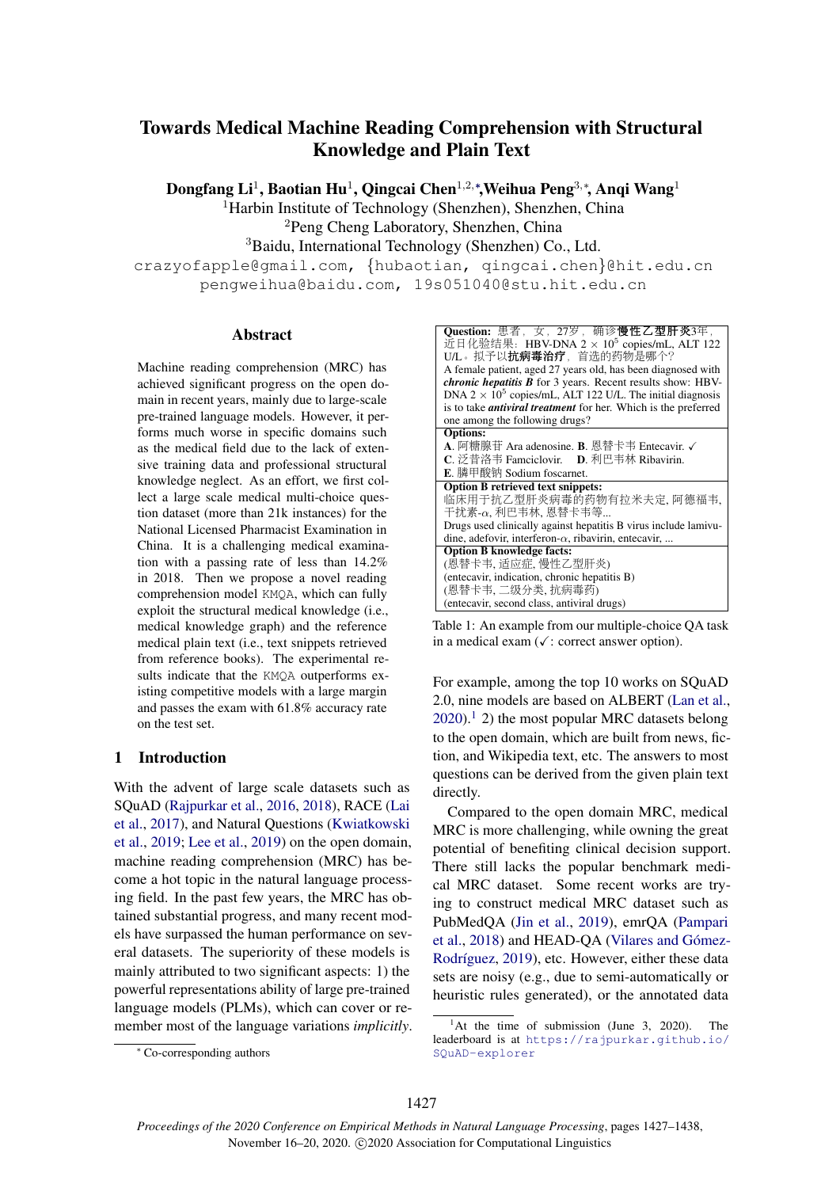# Towards Medical Machine Reading Comprehension with Structural Knowledge and Plain Text

**Dongfang Li**[1], **Baotian Hu**[1], **Qingcai Chen**[1,2,*], **Weihua Peng**[3,*], **Anqi Wang**[1]

[1]Harbin Institute of Technology (Shenzhen), Shenzhen, China
[2]Peng Cheng Laboratory, Shenzhen, China
[3]Baidu, International Technology (Shenzhen) Co., Ltd.

crazyofapple@gmail.com, {hubaotian, qingcai.chen}@hit.edu.cn
pengweihua@baidu.com, 19s051040@stu.hit.edu.cn

## Abstract

Machine reading comprehension (MRC) has achieved significant progress on the open domain in recent years, mainly due to large-scale pre-trained language models. However, it performs much worse in specific domains such as the medical field due to the lack of extensive training data and professional structural knowledge neglect. As an effort, we first collect a large scale medical multi-choice question dataset (more than 21k instances) for the National Licensed Pharmacist Examination in China. It is a challenging medical examination with a passing rate of less than 14.2% in 2018. Then we propose a novel reading comprehension model KMQA, which can fully exploit the structural medical knowledge (i.e., medical knowledge graph) and the reference medical plain text (i.e., text snippets retrieved from reference books). The experimental results indicate that the KMQA outperforms existing competitive models with a large margin and passes the exam with 61.8% accuracy rate on the test set.

## 1 Introduction

With the advent of large scale datasets such as SQuAD (Rajpurkar et al., 2016, 2018), RACE (Lai et al., 2017), and Natural Questions (Kwiatkowski et al., 2019; Lee et al., 2019) on the open domain, machine reading comprehension (MRC) has become a hot topic in the natural language processing field. In the past few years, the MRC has obtained substantial progress, and many recent models have surpassed the human performance on several datasets. The superiority of these models is mainly attributed to two significant aspects: 1) the powerful representations ability of large pre-trained language models (PLMs), which can cover or remember most of the language variations *implicitly*. For example, among the top 10 works on SQuAD 2.0, nine models are based on ALBERT (Lan et al., 2020).[1] 2) the most popular MRC datasets belong to the open domain, which are built from news, fiction, and Wikipedia text, etc. The answers to most questions can be derived from the given plain text directly.

| **Question:** 患者，女，27岁，确诊**慢性乙型肝炎**3年，近日化验结果：HBV-DNA $2 \times 10^5$ copies/mL, ALT 122 U/L。拟予以**抗病毒治疗**，首选的药物是哪个？ A female patient, aged 27 years old, has been diagnosed with ***chronic hepatitis B*** for 3 years. Recent results show: HBV-DNA $2 \times 10^5$ copies/mL, ALT 122 U/L. The initial diagnosis is to take ***antiviral treatment*** for her. Which is the preferred one among the following drugs? |
|---|
| **Options:** **A**. 阿糖腺苷 Ara adenosine. **B**. 恩替卡韦 Entecavir. ✓ **C**. 泛昔洛韦 Famciclovir. **D**. 利巴韦林 Ribavirin. **E**. 膦甲酸钠 Sodium foscarnet. |
| **Option B retrieved text snippets:** 临床用于抗乙型肝炎病毒的药物有拉米夫定, 阿德福韦, 干扰素-$\alpha$, 利巴韦林, 恩替卡韦等... Drugs used clinically against hepatitis B virus include lamivudine, adefovir, interferon-$\alpha$, ribavirin, entecavir, ... |
| **Option B knowledge facts:** (恩替卡韦, 适应症, 慢性乙型肝炎) (entecavir, indication, chronic hepatitis B) (恩替卡韦, 二级分类, 抗病毒药) (entecavir, second class, antiviral drugs) |

Table 1: An example from our multiple-choice QA task in a medical exam (✓: correct answer option).

Compared to the open domain MRC, medical MRC is more challenging, while owning the great potential of benefiting clinical decision support. There still lacks the popular benchmark medical MRC dataset. Some recent works are trying to construct medical MRC dataset such as PubMedQA (Jin et al., 2019), emrQA (Pampari et al., 2018) and HEAD-QA (Vilares and Gómez-Rodríguez, 2019), etc. However, either these data sets are noisy (e.g., due to semi-automatically or heuristic rules generated), or the annotated data

---

[*] Co-corresponding authors

[1]At the time of submission (June 3, 2020). The leaderboard is at https://rajpurkar.github.io/SQuAD-explorer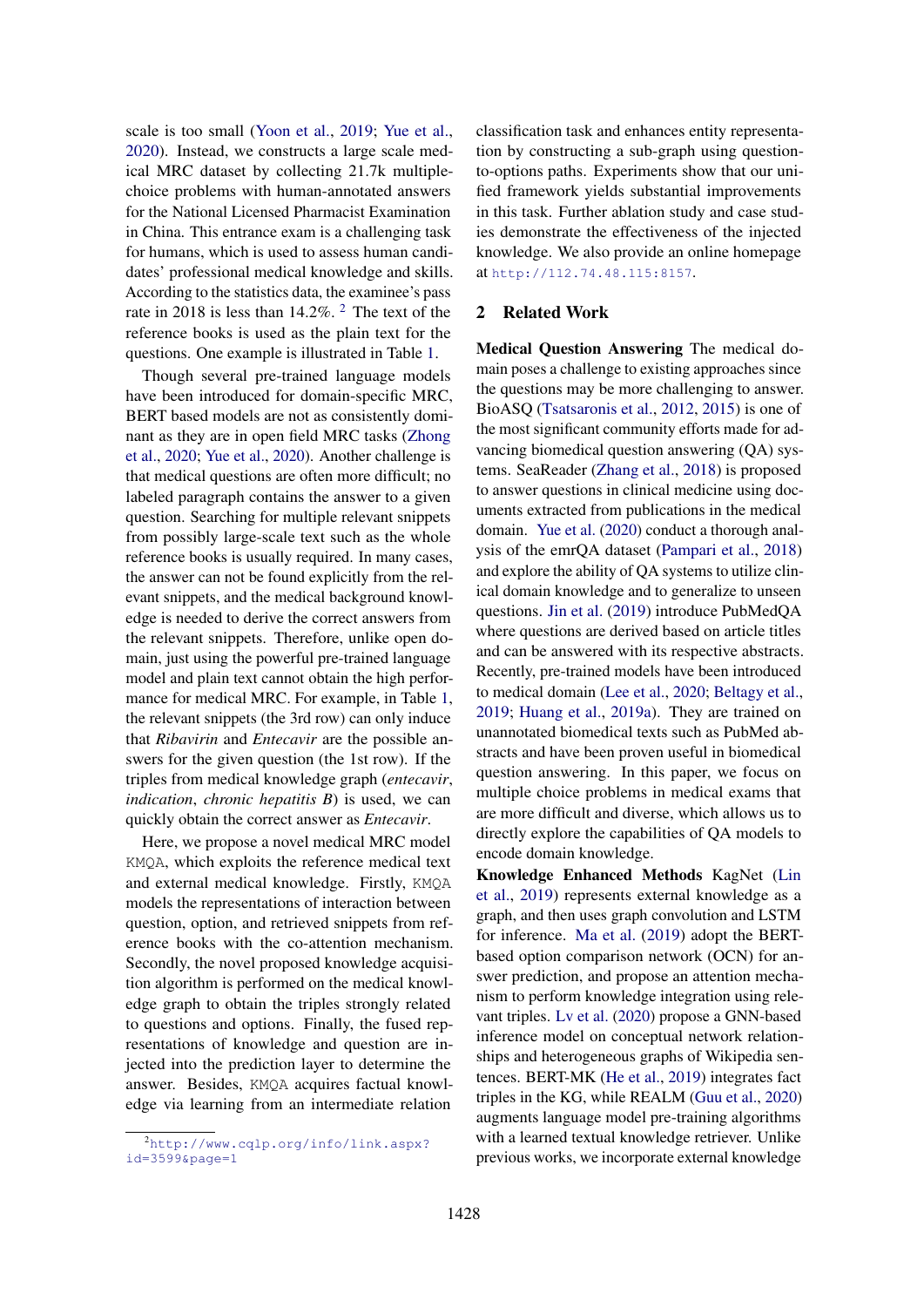scale is too small (Yoon et al., 2019; Yue et al., 2020). Instead, we constructs a large scale medical MRC dataset by collecting 21.7k multiple-choice problems with human-annotated answers for the National Licensed Pharmacist Examination in China. This entrance exam is a challenging task for humans, which is used to assess human candidates' professional medical knowledge and skills. According to the statistics data, the examinee's pass rate in 2018 is less than 14.2%. [2] The text of the reference books is used as the plain text for the questions. One example is illustrated in Table 1.

Though several pre-trained language models have been introduced for domain-specific MRC, BERT based models are not as consistently dominant as they are in open field MRC tasks (Zhong et al., 2020; Yue et al., 2020). Another challenge is that medical questions are often more difficult; no labeled paragraph contains the answer to a given question. Searching for multiple relevant snippets from possibly large-scale text such as the whole reference books is usually required. In many cases, the answer can not be found explicitly from the relevant snippets, and the medical background knowledge is needed to derive the correct answers from the relevant snippets. Therefore, unlike open domain, just using the powerful pre-trained language model and plain text cannot obtain the high performance for medical MRC. For example, in Table 1, the relevant snippets (the 3rd row) can only induce that *Ribavirin* and *Entecavir* are the possible answers for the given question (the 1st row). If the triples from medical knowledge graph (*entecavir*, *indication*, *chronic hepatitis B*) is used, we can quickly obtain the correct answer as *Entecavir*.

Here, we propose a novel medical MRC model KMQA, which exploits the reference medical text and external medical knowledge. Firstly, KMQA models the representations of interaction between question, option, and retrieved snippets from reference books with the co-attention mechanism. Secondly, the novel proposed knowledge acquisition algorithm is performed on the medical knowledge graph to obtain the triples strongly related to questions and options. Finally, the fused representations of knowledge and question are injected into the prediction layer to determine the answer. Besides, KMQA acquires factual knowledge via learning from an intermediate relation classification task and enhances entity representation by constructing a sub-graph using question-to-options paths. Experiments show that our unified framework yields substantial improvements in this task. Further ablation study and case studies demonstrate the effectiveness of the injected knowledge. We also provide an online homepage at http://112.74.48.115:8157.

[2] http://www.cqlp.org/info/link.aspx?id=3599&page=1

## 2 Related Work

**Medical Question Answering** The medical domain poses a challenge to existing approaches since the questions may be more challenging to answer. BioASQ (Tsatsaronis et al., 2012, 2015) is one of the most significant community efforts made for advancing biomedical question answering (QA) systems. SeaReader (Zhang et al., 2018) is proposed to answer questions in clinical medicine using documents extracted from publications in the medical domain. Yue et al. (2020) conduct a thorough analysis of the emrQA dataset (Pampari et al., 2018) and explore the ability of QA systems to utilize clinical domain knowledge and to generalize to unseen questions. Jin et al. (2019) introduce PubMedQA where questions are derived based on article titles and can be answered with its respective abstracts. Recently, pre-trained models have been introduced to medical domain (Lee et al., 2020; Beltagy et al., 2019; Huang et al., 2019a). They are trained on unannotated biomedical texts such as PubMed abstracts and have been proven useful in biomedical question answering. In this paper, we focus on multiple choice problems in medical exams that are more difficult and diverse, which allows us to directly explore the capabilities of QA models to encode domain knowledge.

**Knowledge Enhanced Methods** KagNet (Lin et al., 2019) represents external knowledge as a graph, and then uses graph convolution and LSTM for inference. Ma et al. (2019) adopt the BERT-based option comparison network (OCN) for answer prediction, and propose an attention mechanism to perform knowledge integration using relevant triples. Lv et al. (2020) propose a GNN-based inference model on conceptual network relationships and heterogeneous graphs of Wikipedia sentences. BERT-MK (He et al., 2019) integrates fact triples in the KG, while REALM (Guu et al., 2020) augments language model pre-training algorithms with a learned textual knowledge retriever. Unlike previous works, we incorporate external knowledge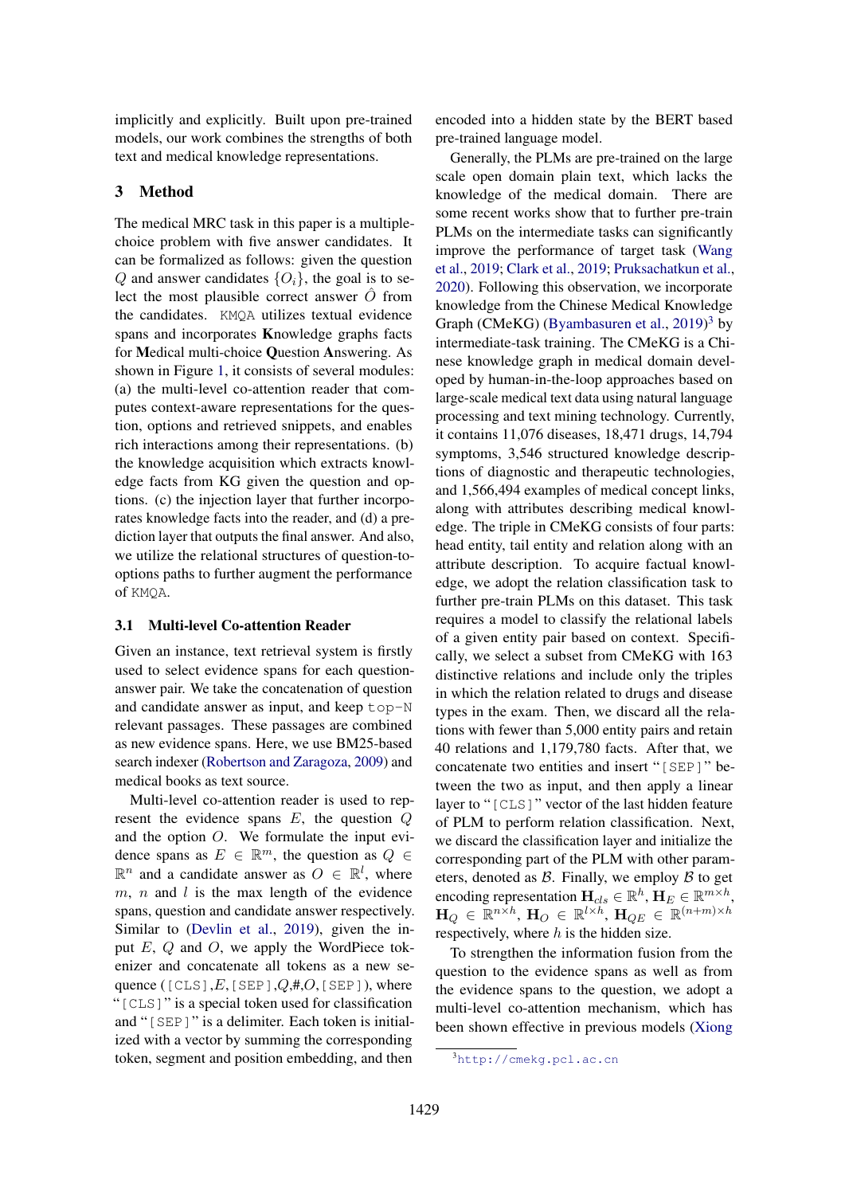implicitly and explicitly. Built upon pre-trained models, our work combines the strengths of both text and medical knowledge representations.

## 3 Method

The medical MRC task in this paper is a multiple-choice problem with five answer candidates. It can be formalized as follows: given the question $Q$ and answer candidates $\{O_i\}$, the goal is to select the most plausible correct answer $\hat{O}$ from the candidates. `KMQA` utilizes textual evidence spans and incorporates **K**nowledge graphs facts for **M**edical multi-choice **Q**uestion **A**nswering. As shown in Figure 1, it consists of several modules: (a) the multi-level co-attention reader that computes context-aware representations for the question, options and retrieved snippets, and enables rich interactions among their representations. (b) the knowledge acquisition which extracts knowledge facts from KG given the question and options. (c) the injection layer that further incorporates knowledge facts into the reader, and (d) a prediction layer that outputs the final answer. And also, we utilize the relational structures of question-to-options paths to further augment the performance of `KMQA`.

### 3.1 Multi-level Co-attention Reader

Given an instance, text retrieval system is firstly used to select evidence spans for each question-answer pair. We take the concatenation of question and candidate answer as input, and keep `top-N` relevant passages. These passages are combined as new evidence spans. Here, we use BM25-based search indexer (Robertson and Zaragoza, 2009) and medical books as text source.

Multi-level co-attention reader is used to represent the evidence spans $E$, the question $Q$ and the option $O$. We formulate the input evidence spans as $E \in \mathbb{R}^m$, the question as $Q \in \mathbb{R}^n$ and a candidate answer as $O \in \mathbb{R}^l$, where $m$, $n$ and $l$ is the max length of the evidence spans, question and candidate answer respectively. Similar to (Devlin et al., 2019), given the input $E$, $Q$ and $O$, we apply the WordPiece tokenizer and concatenate all tokens as a new sequence (`[CLS]`,$E$,`[SEP]`,$Q$,#,$O$,`[SEP]`), where "`[CLS]`" is a special token used for classification and "`[SEP]`" is a delimiter. Each token is initialized with a vector by summing the corresponding token, segment and position embedding, and then encoded into a hidden state by the BERT based pre-trained language model.

Generally, the PLMs are pre-trained on the large scale open domain plain text, which lacks the knowledge of the medical domain. There are some recent works show that to further pre-train PLMs on the intermediate tasks can significantly improve the performance of target task (Wang et al., 2019; Clark et al., 2019; Pruksachatkun et al., 2020). Following this observation, we incorporate knowledge from the Chinese Medical Knowledge Graph (CMeKG) (Byambasuren et al., 2019)[3] by intermediate-task training. The CMeKG is a Chinese knowledge graph in medical domain developed by human-in-the-loop approaches based on large-scale medical text data using natural language processing and text mining technology. Currently, it contains 11,076 diseases, 18,471 drugs, 14,794 symptoms, 3,546 structured knowledge descriptions of diagnostic and therapeutic technologies, and 1,566,494 examples of medical concept links, along with attributes describing medical knowledge. The triple in CMeKG consists of four parts: head entity, tail entity and relation along with an attribute description. To acquire factual knowledge, we adopt the relation classification task to further pre-train PLMs on this dataset. This task requires a model to classify the relational labels of a given entity pair based on context. Specifically, we select a subset from CMeKG with 163 distinctive relations and include only the triples in which the relation related to drugs and disease types in the exam. Then, we discard all the relations with fewer than 5,000 entity pairs and retain 40 relations and 1,179,780 facts. After that, we concatenate two entities and insert "`[SEP]`" between the two as input, and then apply a linear layer to "`[CLS]`" vector of the last hidden feature of PLM to perform relation classification. Next, we discard the classification layer and initialize the corresponding part of the PLM with other parameters, denoted as $\mathcal{B}$. Finally, we employ $\mathcal{B}$ to get encoding representation $\mathbf{H}_{cls} \in \mathbb{R}^h$, $\mathbf{H}_E \in \mathbb{R}^{m \times h}$, $\mathbf{H}_Q \in \mathbb{R}^{n \times h}$, $\mathbf{H}_O \in \mathbb{R}^{l \times h}$, $\mathbf{H}_{QE} \in \mathbb{R}^{(n+m) \times h}$ respectively, where $h$ is the hidden size.

To strengthen the information fusion from the question to the evidence spans as well as from the evidence spans to the question, we adopt a multi-level co-attention mechanism, which has been shown effective in previous models (Xiong

[3] http://cmekg.pcl.ac.cn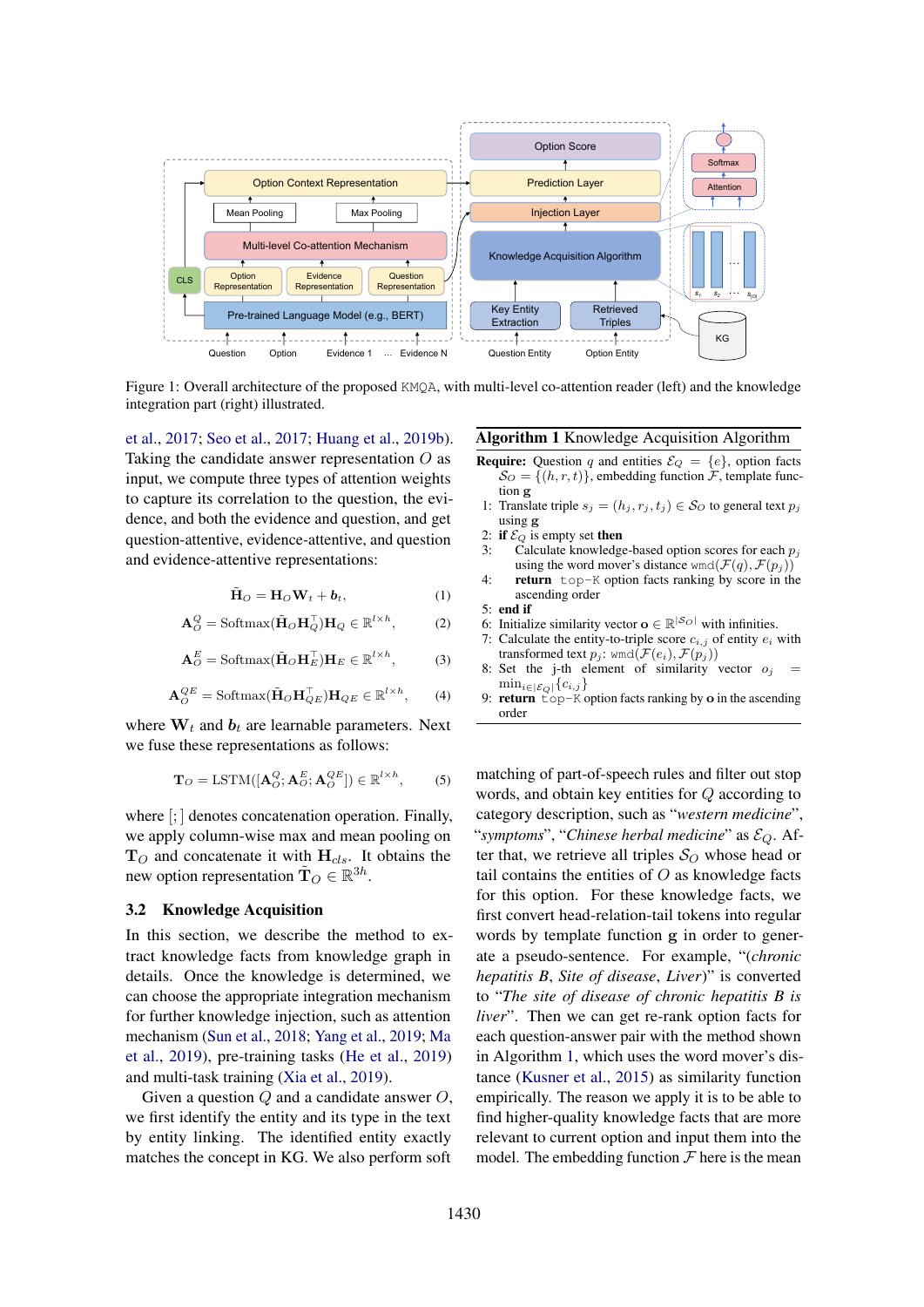Figure 1: Overall architecture of the proposed KMQA, with multi-level co-attention reader (left) and the knowledge integration part (right) illustrated.

et al., 2017; Seo et al., 2017; Huang et al., 2019b). Taking the candidate answer representation $O$ as input, we compute three types of attention weights to capture its correlation to the question, the evidence, and both the evidence and question, and get question-attentive, evidence-attentive, and question and evidence-attentive representations:

$$\tilde{\mathbf{H}}_O = \mathbf{H}_O \mathbf{W}_t + \boldsymbol{b}_t, \tag{1}$$

$$\mathbf{A}_O^Q = \text{Softmax}(\tilde{\mathbf{H}}_O \mathbf{H}_Q^\top)\mathbf{H}_Q \in \mathbb{R}^{l \times h}, \tag{2}$$

$$\mathbf{A}_O^E = \text{Softmax}(\tilde{\mathbf{H}}_O \mathbf{H}_E^\top)\mathbf{H}_E \in \mathbb{R}^{l \times h}, \tag{3}$$

$$\mathbf{A}_O^{QE} = \text{Softmax}(\tilde{\mathbf{H}}_O \mathbf{H}_{QE}^\top)\mathbf{H}_{QE} \in \mathbb{R}^{l \times h}, \tag{4}$$

where $\mathbf{W}_t$ and $\boldsymbol{b}_t$ are learnable parameters. Next we fuse these representations as follows:

$$\mathbf{T}_O = \text{LSTM}([\mathbf{A}_O^Q; \mathbf{A}_O^E; \mathbf{A}_O^{QE}]) \in \mathbb{R}^{l \times h}, \tag{5}$$

where $[;]$ denotes concatenation operation. Finally, we apply column-wise max and mean pooling on $\mathbf{T}_O$ and concatenate it with $\mathbf{H}_{cls}$. It obtains the new option representation $\tilde{\mathbf{T}}_O \in \mathbb{R}^{3h}$.

### 3.2 Knowledge Acquisition

In this section, we describe the method to extract knowledge facts from knowledge graph in details. Once the knowledge is determined, we can choose the appropriate integration mechanism for further knowledge injection, such as attention mechanism (Sun et al., 2018; Yang et al., 2019; Ma et al., 2019), pre-training tasks (He et al., 2019) and multi-task training (Xia et al., 2019).

Given a question $Q$ and a candidate answer $O$, we first identify the entity and its type in the text by entity linking. The identified entity exactly matches the concept in KG. We also perform soft matching of part-of-speech rules and filter out stop words, and obtain key entities for $Q$ according to category description, such as "*western medicine*", "*symptoms*", "*Chinese herbal medicine*" as $\mathcal{E}_Q$. After that, we retrieve all triples $\mathcal{S}_O$ whose head or tail contains the entities of $O$ as knowledge facts for this option. For these knowledge facts, we first convert head-relation-tail tokens into regular words by template function $\mathbf{g}$ in order to generate a pseudo-sentence. For example, "(*chronic hepatitis B*, *Site of disease*, *Liver*)" is converted to "*The site of disease of chronic hepatitis B is liver*". Then we can get re-rank option facts for each question-answer pair with the method shown in Algorithm 1, which uses the word mover's distance (Kusner et al., 2015) as similarity function empirically. The reason we apply it is to be able to find higher-quality knowledge facts that are more relevant to current option and input them into the model. The embedding function $\mathcal{F}$ here is the mean

---

**Algorithm 1** Knowledge Acquisition Algorithm

**Require:** Question $q$ and entities $\mathcal{E}_Q = \{e\}$, option facts $\mathcal{S}_O = \{(h, r, t)\}$, embedding function $\mathcal{F}$, template function $\mathbf{g}$

1: Translate triple $s_j = (h_j, r_j, t_j) \in \mathcal{S}_O$ to general text $p_j$ using $\mathbf{g}$
2: **if** $\mathcal{E}_Q$ is empty set **then**
3: &nbsp;&nbsp;&nbsp;&nbsp;Calculate knowledge-based option scores for each $p_j$ using the word mover's distance $\texttt{wmd}(\mathcal{F}(q), \mathcal{F}(p_j))$
4: &nbsp;&nbsp;&nbsp;&nbsp;**return** `top-K` option facts ranking by score in the ascending order
5: **end if**
6: Initialize similarity vector $\mathbf{o} \in \mathbb{R}^{|\mathcal{S}_O|}$ with infinities.
7: Calculate the entity-to-triple score $c_{i,j}$ of entity $e_i$ with transformed text $p_j$: $\texttt{wmd}(\mathcal{F}(e_i), \mathcal{F}(p_j))$
8: Set the j-th element of similarity vector $o_j = \min_{i \in |\mathcal{E}_Q|}\{c_{i,j}\}$
9: **return** `top-K` option facts ranking by $\mathbf{o}$ in the ascending order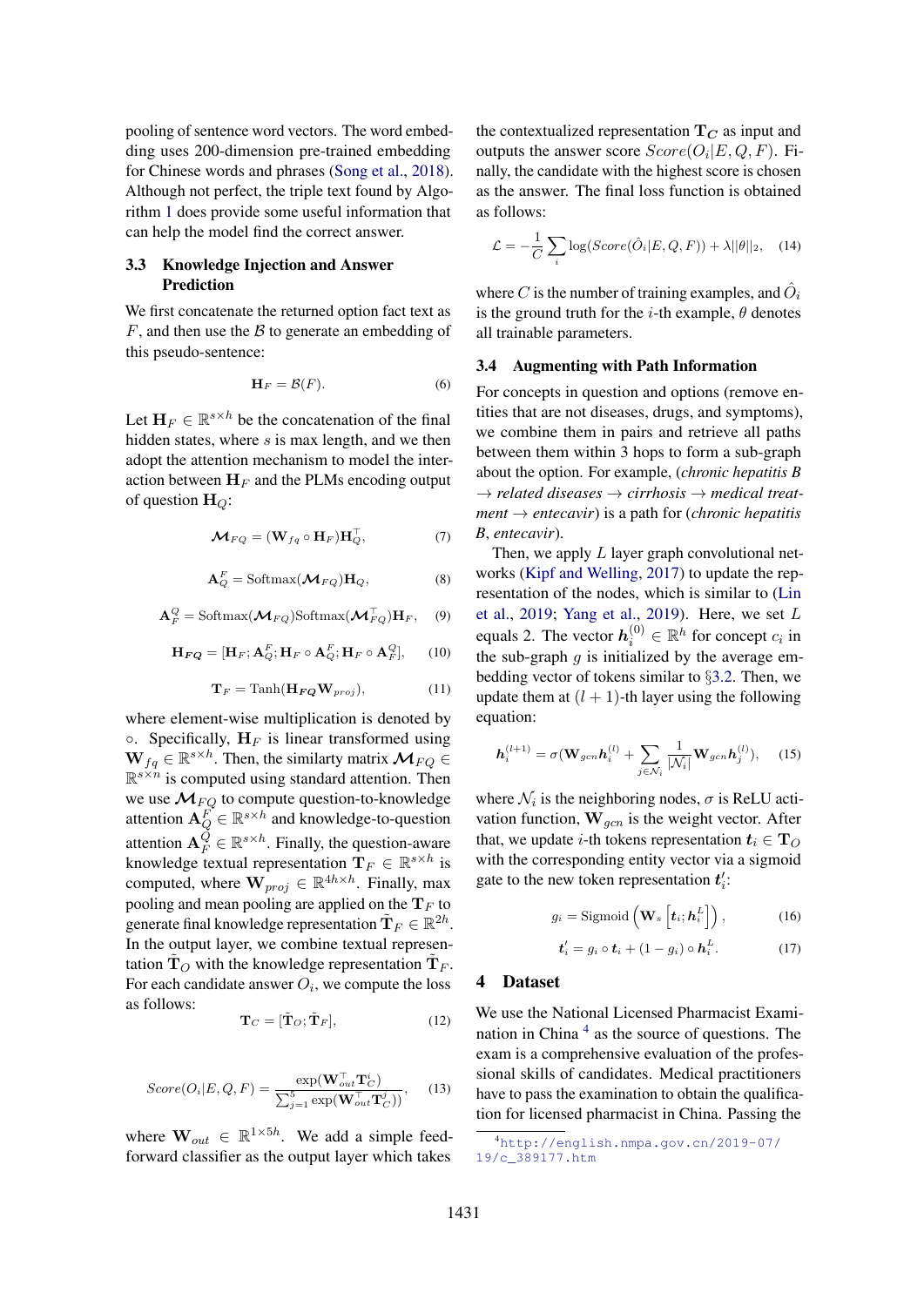pooling of sentence word vectors. The word embedding uses 200-dimension pre-trained embedding for Chinese words and phrases (Song et al., 2018). Although not perfect, the triple text found by Algorithm 1 does provide some useful information that can help the model find the correct answer.

### 3.3 Knowledge Injection and Answer Prediction

We first concatenate the returned option fact text as $F$, and then use the $\mathcal{B}$ to generate an embedding of this pseudo-sentence:

$$\mathbf{H}_F = \mathcal{B}(F). \tag{6}$$

Let $\mathbf{H}_F \in \mathbb{R}^{s \times h}$ be the concatenation of the final hidden states, where $s$ is max length, and we then adopt the attention mechanism to model the interaction between $\mathbf{H}_F$ and the PLMs encoding output of question $\mathbf{H}_Q$:

$$\boldsymbol{\mathcal{M}}_{FQ} = (\mathbf{W}_{fq} \circ \mathbf{H}_F)\mathbf{H}_Q^\top, \tag{7}$$

$$\mathbf{A}_Q^F = \mathrm{Softmax}(\boldsymbol{\mathcal{M}}_{FQ})\mathbf{H}_Q, \tag{8}$$

$$\mathbf{A}_F^Q = \mathrm{Softmax}(\boldsymbol{\mathcal{M}}_{FQ})\mathrm{Softmax}(\boldsymbol{\mathcal{M}}_{FQ}^\top)\mathbf{H}_F, \tag{9}$$

$$\mathbf{H}_{\boldsymbol{FQ}} = [\mathbf{H}_F; \mathbf{A}_Q^F; \mathbf{H}_F \circ \mathbf{A}_Q^F; \mathbf{H}_F \circ \mathbf{A}_F^Q], \tag{10}$$

$$\mathbf{T}_F = \mathrm{Tanh}(\mathbf{H}_{\boldsymbol{FQ}}\mathbf{W}_{proj}), \tag{11}$$

where element-wise multiplication is denoted by $\circ$. Specifically, $\mathbf{H}_F$ is linear transformed using $\mathbf{W}_{fq} \in \mathbb{R}^{s \times h}$. Then, the similarity matrix $\boldsymbol{\mathcal{M}}_{FQ} \in \mathbb{R}^{s \times n}$ is computed using standard attention. Then we use $\boldsymbol{\mathcal{M}}_{FQ}$ to compute question-to-knowledge attention $\mathbf{A}_Q^F \in \mathbb{R}^{s \times h}$ and knowledge-to-question attention $\mathbf{A}_F^Q \in \mathbb{R}^{s \times h}$. Finally, the question-aware knowledge textual representation $\mathbf{T}_F \in \mathbb{R}^{s \times h}$ is computed, where $\mathbf{W}_{proj} \in \mathbb{R}^{4h \times h}$. Finally, max pooling and mean pooling are applied on the $\mathbf{T}_F$ to generate final knowledge representation $\tilde{\mathbf{T}}_F \in \mathbb{R}^{2h}$. In the output layer, we combine textual representation $\tilde{\mathbf{T}}_O$ with the knowledge representation $\tilde{\mathbf{T}}_F$. For each candidate answer $O_i$, we compute the loss as follows:

$$\mathbf{T}_C = [\tilde{\mathbf{T}}_O; \tilde{\mathbf{T}}_F], \tag{12}$$

$$Score(O_i|E,Q,F) = \frac{\exp(\mathbf{W}_{out}^\top \mathbf{T}_C^i)}{\sum_{j=1}^5 \exp(\mathbf{W}_{out}^\top \mathbf{T}_C^j))}, \tag{13}$$

where $\mathbf{W}_{out} \in \mathbb{R}^{1 \times 5h}$. We add a simple feed-forward classifier as the output layer which takes the contextualized representation $\mathbf{T}_{\boldsymbol{C}}$ as input and outputs the answer score $Score(O_i|E,Q,F)$. Finally, the candidate with the highest score is chosen as the answer. The final loss function is obtained as follows:

$$\mathcal{L} = -\frac{1}{C}\sum_i \log(Score(\hat{O}_i|E,Q,F)) + \lambda||\theta||_2, \tag{14}$$

where $C$ is the number of training examples, and $\hat{O}_i$ is the ground truth for the $i$-th example, $\theta$ denotes all trainable parameters.

### 3.4 Augmenting with Path Information

For concepts in question and options (remove entities that are not diseases, drugs, and symptoms), we combine them in pairs and retrieve all paths between them within 3 hops to form a sub-graph about the option. For example, (*chronic hepatitis B* $\rightarrow$ *related diseases* $\rightarrow$ *cirrhosis* $\rightarrow$ *medical treatment* $\rightarrow$ *entecavir*) is a path for (*chronic hepatitis B*, *entecavir*).

Then, we apply $L$ layer graph convolutional networks (Kipf and Welling, 2017) to update the representation of the nodes, which is similar to (Lin et al., 2019; Yang et al., 2019). Here, we set $L$ equals 2. The vector $\boldsymbol{h}_i^{(0)} \in \mathbb{R}^h$ for concept $c_i$ in the sub-graph $g$ is initialized by the average embedding vector of tokens similar to §3.2. Then, we update them at $(l+1)$-th layer using the following equation:

$$\boldsymbol{h}_i^{(l+1)} = \sigma(\mathbf{W}_{gcn}\boldsymbol{h}_i^{(l)} + \sum_{j \in \mathcal{N}_i} \frac{1}{|\mathcal{N}_i|}\mathbf{W}_{gcn}\boldsymbol{h}_j^{(l)}), \tag{15}$$

where $\mathcal{N}_i$ is the neighboring nodes, $\sigma$ is ReLU activation function, $\mathbf{W}_{gcn}$ is the weight vector. After that, we update $i$-th tokens representation $\boldsymbol{t}_i \in \mathbf{T}_O$ with the corresponding entity vector via a sigmoid gate to the new token representation $\boldsymbol{t}_i'$:

$$g_i = \mathrm{Sigmoid}\left(\mathbf{W}_s\left[\boldsymbol{t}_i; \boldsymbol{h}_i^L\right]\right), \tag{16}$$

$$\boldsymbol{t}_i' = g_i \circ \boldsymbol{t}_i + (1 - g_i) \circ \boldsymbol{h}_i^L. \tag{17}$$

## 4 Dataset

We use the National Licensed Pharmacist Examination in China [4] as the source of questions. The exam is a comprehensive evaluation of the professional skills of candidates. Medical practitioners have to pass the examination to obtain the qualification for licensed pharmacist in China. Passing the

[4] http://english.nmpa.gov.cn/2019-07/19/c_389177.htm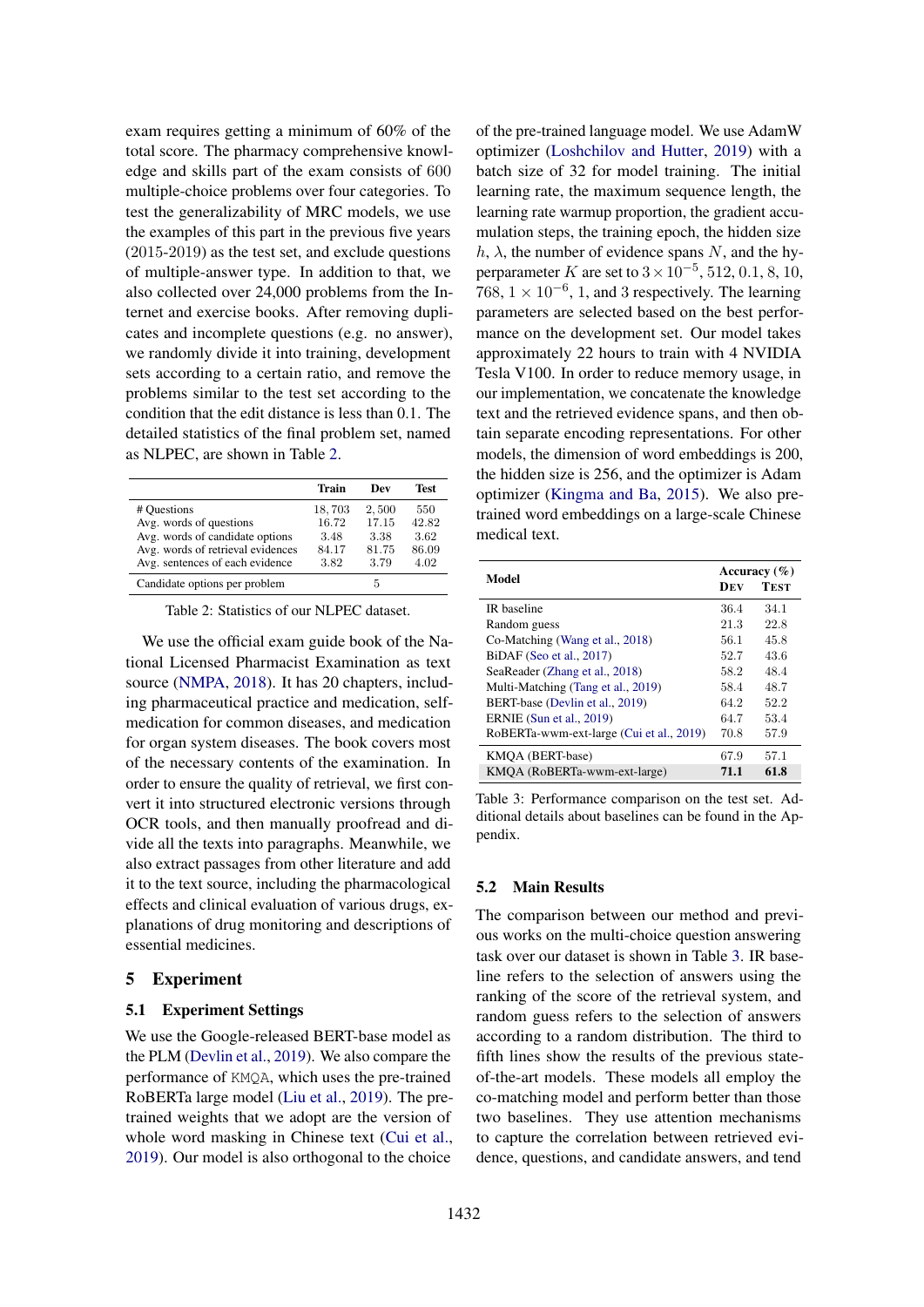exam requires getting a minimum of 60% of the total score. The pharmacy comprehensive knowledge and skills part of the exam consists of 600 multiple-choice problems over four categories. To test the generalizability of MRC models, we use the examples of this part in the previous five years (2015-2019) as the test set, and exclude questions of multiple-answer type. In addition to that, we also collected over 24,000 problems from the Internet and exercise books. After removing duplicates and incomplete questions (e.g. no answer), we randomly divide it into training, development sets according to a certain ratio, and remove the problems similar to the test set according to the condition that the edit distance is less than 0.1. The detailed statistics of the final problem set, named as NLPEC, are shown in Table 2.

| | Train | Dev | Test |
|---|---|---|---|
| # Questions | 18,703 | 2,500 | 550 |
| Avg. words of questions | 16.72 | 17.15 | 42.82 |
| Avg. words of candidate options | 3.48 | 3.38 | 3.62 |
| Avg. words of retrieval evidences | 84.17 | 81.75 | 86.09 |
| Avg. sentences of each evidence | 3.82 | 3.79 | 4.02 |
| Candidate options per problem | | 5 | |

Table 2: Statistics of our NLPEC dataset.

We use the official exam guide book of the National Licensed Pharmacist Examination as text source (NMPA, 2018). It has 20 chapters, including pharmaceutical practice and medication, self-medication for common diseases, and medication for organ system diseases. The book covers most of the necessary contents of the examination. In order to ensure the quality of retrieval, we first convert it into structured electronic versions through OCR tools, and then manually proofread and divide all the texts into paragraphs. Meanwhile, we also extract passages from other literature and add it to the text source, including the pharmacological effects and clinical evaluation of various drugs, explanations of drug monitoring and descriptions of essential medicines.

# 5 Experiment

## 5.1 Experiment Settings

We use the Google-released BERT-base model as the PLM (Devlin et al., 2019). We also compare the performance of KMQA, which uses the pre-trained RoBERTa large model (Liu et al., 2019). The pre-trained weights that we adopt are the version of whole word masking in Chinese text (Cui et al., 2019). Our model is also orthogonal to the choice of the pre-trained language model. We use AdamW optimizer (Loshchilov and Hutter, 2019) with a batch size of 32 for model training. The initial learning rate, the maximum sequence length, the learning rate warmup proportion, the gradient accumulation steps, the training epoch, the hidden size $h$, $\lambda$, the number of evidence spans $N$, and the hyperparameter $K$ are set to $3\times10^{-5}$, 512, 0.1, 8, 10, 768, $1\times10^{-6}$, 1, and 3 respectively. The learning parameters are selected based on the best performance on the development set. Our model takes approximately 22 hours to train with 4 NVIDIA Tesla V100. In order to reduce memory usage, in our implementation, we concatenate the knowledge text and the retrieved evidence spans, and then obtain separate encoding representations. For other models, the dimension of word embeddings is 200, the hidden size is 256, and the optimizer is Adam optimizer (Kingma and Ba, 2015). We also pre-trained word embeddings on a large-scale Chinese medical text.

| Model | Accuracy (%) DEV | Accuracy (%) TEST |
|---|---|---|
| IR baseline | 36.4 | 34.1 |
| Random guess | 21.3 | 22.8 |
| Co-Matching (Wang et al., 2018) | 56.1 | 45.8 |
| BiDAF (Seo et al., 2017) | 52.7 | 43.6 |
| SeaReader (Zhang et al., 2018) | 58.2 | 48.4 |
| Multi-Matching (Tang et al., 2019) | 58.4 | 48.7 |
| BERT-base (Devlin et al., 2019) | 64.2 | 52.2 |
| ERNIE (Sun et al., 2019) | 64.7 | 53.4 |
| RoBERTa-wwm-ext-large (Cui et al., 2019) | 70.8 | 57.9 |
| KMQA (BERT-base) | 67.9 | 57.1 |
| KMQA (RoBERTa-wwm-ext-large) | **71.1** | **61.8** |

Table 3: Performance comparison on the test set. Additional details about baselines can be found in the Appendix.

## 5.2 Main Results

The comparison between our method and previous works on the multi-choice question answering task over our dataset is shown in Table 3. IR baseline refers to the selection of answers using the ranking of the score of the retrieval system, and random guess refers to the selection of answers according to a random distribution. The third to fifth lines show the results of the previous state-of-the-art models. These models all employ the co-matching model and perform better than those two baselines. They use attention mechanisms to capture the correlation between retrieved evidence, questions, and candidate answers, and tend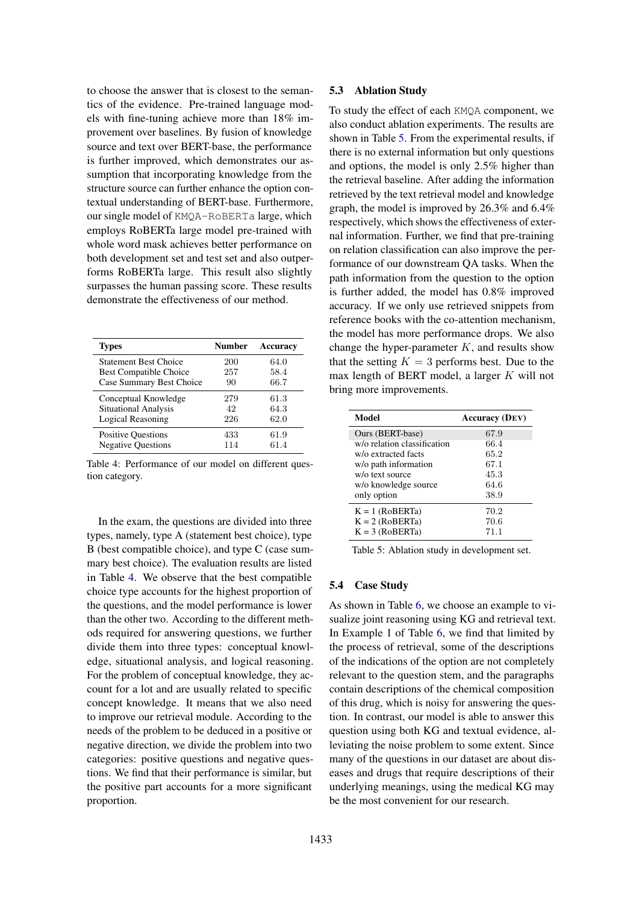to choose the answer that is closest to the semantics of the evidence. Pre-trained language models with fine-tuning achieve more than 18% improvement over baselines. By fusion of knowledge source and text over BERT-base, the performance is further improved, which demonstrates our assumption that incorporating knowledge from the structure source can further enhance the option contextual understanding of BERT-base. Furthermore, our single model of KMQA-RoBERTa large, which employs RoBERTa large model pre-trained with whole word mask achieves better performance on both development set and test set and also outperforms RoBERTa large. This result also slightly surpasses the human passing score. These results demonstrate the effectiveness of our method.

| Types | Number | Accuracy |
|---|---|---|
| Statement Best Choice | 200 | 64.0 |
| Best Compatible Choice | 257 | 58.4 |
| Case Summary Best Choice | 90 | 66.7 |
| Conceptual Knowledge | 279 | 61.3 |
| Situational Analysis | 42 | 64.3 |
| Logical Reasoning | 226 | 62.0 |
| Positive Questions | 433 | 61.9 |
| Negative Questions | 114 | 61.4 |

Table 4: Performance of our model on different question category.

In the exam, the questions are divided into three types, namely, type A (statement best choice), type B (best compatible choice), and type C (case summary best choice). The evaluation results are listed in Table 4. We observe that the best compatible choice type accounts for the highest proportion of the questions, and the model performance is lower than the other two. According to the different methods required for answering questions, we further divide them into three types: conceptual knowledge, situational analysis, and logical reasoning. For the problem of conceptual knowledge, they account for a lot and are usually related to specific concept knowledge. It means that we also need to improve our retrieval module. According to the needs of the problem to be deduced in a positive or negative direction, we divide the problem into two categories: positive questions and negative questions. We find that their performance is similar, but the positive part accounts for a more significant proportion.

## 5.3 Ablation Study

To study the effect of each KMQA component, we also conduct ablation experiments. The results are shown in Table 5. From the experimental results, if there is no external information but only questions and options, the model is only 2.5% higher than the retrieval baseline. After adding the information retrieved by the text retrieval model and knowledge graph, the model is improved by 26.3% and 6.4% respectively, which shows the effectiveness of external information. Further, we find that pre-training on relation classification can also improve the performance of our downstream QA tasks. When the path information from the question to the option is further added, the model has 0.8% improved accuracy. If we only use retrieved snippets from reference books with the co-attention mechanism, the model has more performance drops. We also change the hyper-parameter $K$, and results show that the setting $K = 3$ performs best. Due to the max length of BERT model, a larger $K$ will not bring more improvements.

| Model | Accuracy (DEV) |
|---|---|
| Ours (BERT-base) | 67.9 |
| w/o relation classification | 66.4 |
| w/o extracted facts | 65.2 |
| w/o path information | 67.1 |
| w/o text source | 45.3 |
| w/o knowledge source | 64.6 |
| only option | 38.9 |
| K = 1 (RoBERTa) | 70.2 |
| K = 2 (RoBERTa) | 70.6 |
| K = 3 (RoBERTa) | 71.1 |

Table 5: Ablation study in development set.

## 5.4 Case Study

As shown in Table 6, we choose an example to visualize joint reasoning using KG and retrieval text. In Example 1 of Table 6, we find that limited by the process of retrieval, some of the descriptions of the indications of the option are not completely relevant to the question stem, and the paragraphs contain descriptions of the chemical composition of this drug, which is noisy for answering the question. In contrast, our model is able to answer this question using both KG and textual evidence, alleviating the noise problem to some extent. Since many of the questions in our dataset are about diseases and drugs that require descriptions of their underlying meanings, using the medical KG may be the most convenient for our research.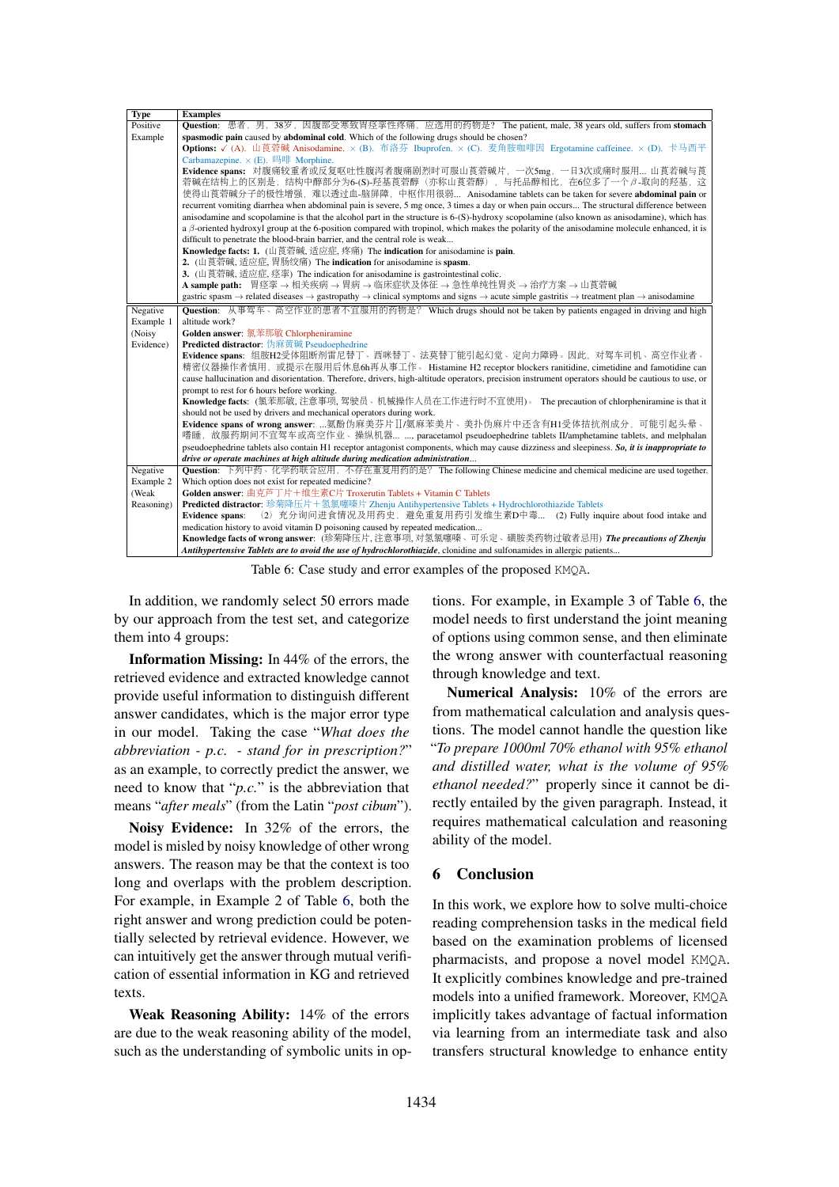| Type | Examples |
|---|---|
| Positive Example | **Question**: 患者，男，38岁，因腹部受寒致胃痉挛性疼痛，应选用的药物是？ The patient, male, 38 years old, suffers from **stomach spasmodic pain** caused by **abdominal cold**. Which of the following drugs should be chosen? **Options**: ✓ (A). 山莨菪碱 Anisodamine. × (B). 布洛芬 Ibuprofen. × (C). 麦角胺咖啡因 Ergotamine caffeinee. × (D). 卡马西平 Carbamazepine. × (E). 吗啡 Morphine. **Evidence spans**: 对腹痛较重者或反复呕吐性腹泻者腹痛剧烈时可服山莨菪碱片，一次5mg，一日3次或痛时服用... 山莨菪碱与莨菪碱在结构上的区别是，结构中醇部分为6-(S)-羟基莨菪醇（亦称山莨菪醇），与托品醇相比，在6位多了一个β-取向的羟基，这使得山莨菪碱分子的极性增强，难以透过血-脑屏障，中枢作用很弱... Anisodamine tablets can be taken for severe **abdominal pain** or recurrent vomiting diarrhea when abdominal pain is severe, 5 mg once, 3 times a day or when pain occurs... The structural difference between anisodamine and scopolamine is that the alcohol part in the structure is 6-(S)-hydroxy scopolamine (also known as anisodamine), which has a β-oriented hydroxyl group at the 6-position compared with tropinol, which makes the polarity of the anisodamine molecule enhanced, it is difficult to penetrate the blood-brain barrier, and the central role is weak... **Knowledge facts: 1.** (山莨菪碱, 适应症, 疼痛) The **indication** for anisodamine is **pain**. **2.** (山莨菪碱, 适应症, 胃肠绞痛) The **indication** for anisodamine is **spasm**. **3.** (山莨菪碱, 适应症, 痉挛) The indication for anisodamine is gastrointestinal colic. **A sample path**: 胃痉挛 → 相关疾病 → 胃病 → 临床症状及体征 → 急性单纯性胃炎 → 治疗方案 → 山莨菪碱 gastric spasm → related diseases → gastropathy → clinical symptoms and signs → acute simple gastritis → treatment plan → anisodamine |
| Negative Example 1 (Noisy Evidence) | **Question**: 从事驾车、高空作业的患者不宜服用的药物是？ Which drugs should not be taken by patients engaged in driving and high altitude work? **Golden answer**: 氯苯那敏 Chlorpheniramine **Predicted distractor**: 伪麻黄碱 Pseudoephedrine **Evidence spans**: 组胺H2受体阻断剂雷尼替丁、西咪替丁、法莫替丁能引起幻觉、定向力障碍。因此，对驾车司机、高空作业者、精密仪器操作者慎用，或提示在服用后休息6h再从事工作。 Histamine H2 receptor blockers ranitidine, cimetidine and famotidine can cause hallucination and disorientation. Therefore, drivers, high-altitude operators, precision instrument operators should be cautious to use, or prompt to rest for 6 hours before working. **Knowledge facts**: (氯苯那敏, 注意事项, 驾驶员、机械操作人员在工作进行时不宜使用)。 The precaution of chlorpheniramine is that it should not be used by drivers and mechanical operators during work. **Evidence spans of wrong answer**: ...氨酚伪麻美芬片Ⅱ/氨麻苯美片、美扑伪麻片中还含有H1受体拮抗剂成分，可能引起头晕、嗜睡，故服药期间不宜驾车或高空作业、操纵机器... ..., paracetamol pseudoephedrine tablets II/amphetamine tablets, and melphalan pseudoephedrine tablets also contain H1 receptor antagonist components, which may cause dizziness and sleepiness. ***So, it is inappropriate to drive or operate machines at high altitude during medication administration***... |
| Negative Example 2 (Weak Reasoning) | **Question**: 下列中药、化学药联合应用，不存在重复用药的是？ The following Chinese medicine and chemical medicine are used together. Which option does not exist for repeated medicine? **Golden answer**: 曲克芦丁片＋维生素C片 Troxerutin Tablets + Vitamin C Tablets **Predicted distractor**: 珍菊降压片＋氢氯噻嗪片 Zhenju Antihypertensive Tablets + Hydrochlorothiazide Tablets **Evidence spans**: （2）充分询问进食情况及用药史，避免重复用药引发维生素D中毒... (2) Fully inquire about food intake and medication history to avoid vitamin D poisoning caused by repeated medication... **Knowledge facts of wrong answer**: (珍菊降压片, 注意事项, 对氢氯噻嗪、可乐定、磺胺类药物过敏者忌用) ***The precautions of Zhenju Antihytensive Tablets are to avoid the use of hydrochlorothiazide***, clonidine and sulfonamides in allergic patients... |

Table 6: Case study and error examples of the proposed KMQA.

In addition, we randomly select 50 errors made by our approach from the test set, and categorize them into 4 groups:

**Information Missing:** In 44% of the errors, the retrieved evidence and extracted knowledge cannot provide useful information to distinguish different answer candidates, which is the major error type in our model. Taking the case "*What does the abbreviation - p.c. - stand for in prescription?*" as an example, to correctly predict the answer, we need to know that "*p.c.*" is the abbreviation that means "*after meals*" (from the Latin "*post cibum*").

**Noisy Evidence:** In 32% of the errors, the model is misled by noisy knowledge of other wrong answers. The reason may be that the context is too long and overlaps with the problem description. For example, in Example 2 of Table 6, both the right answer and wrong prediction could be potentially selected by retrieval evidence. However, we can intuitively get the answer through mutual verification of essential information in KG and retrieved texts.

**Weak Reasoning Ability:** 14% of the errors are due to the weak reasoning ability of the model, such as the understanding of symbolic units in options. For example, in Example 3 of Table 6, the model needs to first understand the joint meaning of options using common sense, and then eliminate the wrong answer with counterfactual reasoning through knowledge and text.

**Numerical Analysis:** 10% of the errors are from mathematical calculation and analysis questions. The model cannot handle the question like "*To prepare 1000ml 70% ethanol with 95% ethanol and distilled water, what is the volume of 95% ethanol needed?*" properly since it cannot be directly entailed by the given paragraph. Instead, it requires mathematical calculation and reasoning ability of the model.

## 6 Conclusion

In this work, we explore how to solve multi-choice reading comprehension tasks in the medical field based on the examination problems of licensed pharmacists, and propose a novel model KMQA. It explicitly combines knowledge and pre-trained models into a unified framework. Moreover, KMQA implicitly takes advantage of factual information via learning from an intermediate task and also transfers structural knowledge to enhance entity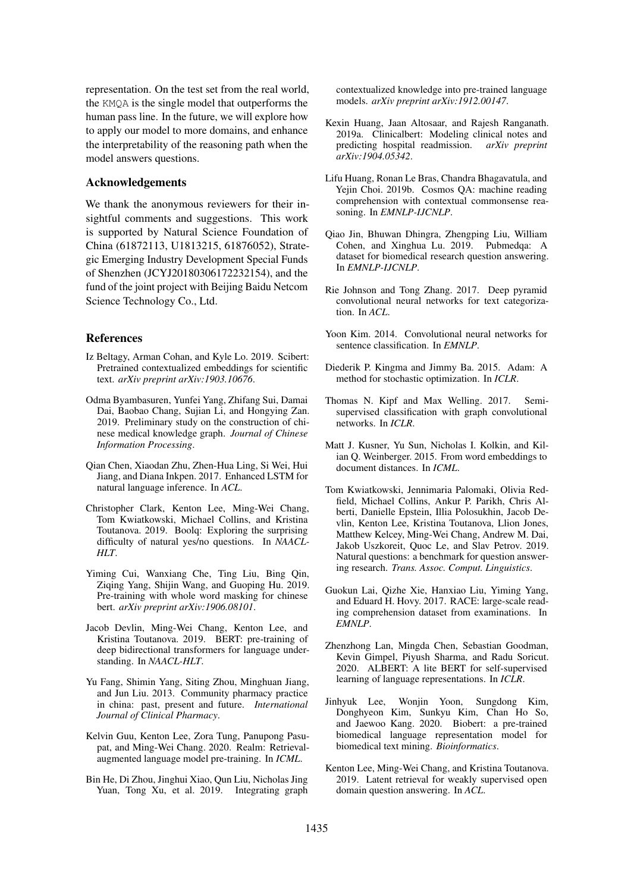representation. On the test set from the real world, the KMQA is the single model that outperforms the human pass line. In the future, we will explore how to apply our model to more domains, and enhance the interpretability of the reasoning path when the model answers questions.

## Acknowledgements

We thank the anonymous reviewers for their insightful comments and suggestions. This work is supported by Natural Science Foundation of China (61872113, U1813215, 61876052), Strategic Emerging Industry Development Special Funds of Shenzhen (JCYJ20180306172232154), and the fund of the joint project with Beijing Baidu Netcom Science Technology Co., Ltd.

## References

Iz Beltagy, Arman Cohan, and Kyle Lo. 2019. Scibert: Pretrained contextualized embeddings for scientific text. *arXiv preprint arXiv:1903.10676*.

Odma Byambasuren, Yunfei Yang, Zhifang Sui, Damai Dai, Baobao Chang, Sujian Li, and Hongying Zan. 2019. Preliminary study on the construction of chinese medical knowledge graph. *Journal of Chinese Information Processing*.

Qian Chen, Xiaodan Zhu, Zhen-Hua Ling, Si Wei, Hui Jiang, and Diana Inkpen. 2017. Enhanced LSTM for natural language inference. In *ACL*.

Christopher Clark, Kenton Lee, Ming-Wei Chang, Tom Kwiatkowski, Michael Collins, and Kristina Toutanova. 2019. Boolq: Exploring the surprising difficulty of natural yes/no questions. In *NAACL-HLT*.

Yiming Cui, Wanxiang Che, Ting Liu, Bing Qin, Ziqing Yang, Shijin Wang, and Guoping Hu. 2019. Pre-training with whole word masking for chinese bert. *arXiv preprint arXiv:1906.08101*.

Jacob Devlin, Ming-Wei Chang, Kenton Lee, and Kristina Toutanova. 2019. BERT: pre-training of deep bidirectional transformers for language understanding. In *NAACL-HLT*.

Yu Fang, Shimin Yang, Siting Zhou, Minghuan Jiang, and Jun Liu. 2013. Community pharmacy practice in china: past, present and future. *International Journal of Clinical Pharmacy*.

Kelvin Guu, Kenton Lee, Zora Tung, Panupong Pasupat, and Ming-Wei Chang. 2020. Realm: Retrieval-augmented language model pre-training. In *ICML*.

Bin He, Di Zhou, Jinghui Xiao, Qun Liu, Nicholas Jing Yuan, Tong Xu, et al. 2019. Integrating graph contextualized knowledge into pre-trained language models. *arXiv preprint arXiv:1912.00147*.

Kexin Huang, Jaan Altosaar, and Rajesh Ranganath. 2019a. Clinicalbert: Modeling clinical notes and predicting hospital readmission. *arXiv preprint arXiv:1904.05342*.

Lifu Huang, Ronan Le Bras, Chandra Bhagavatula, and Yejin Choi. 2019b. Cosmos QA: machine reading comprehension with contextual commonsense reasoning. In *EMNLP-IJCNLP*.

Qiao Jin, Bhuwan Dhingra, Zhengping Liu, William Cohen, and Xinghua Lu. 2019. Pubmedqa: A dataset for biomedical research question answering. In *EMNLP-IJCNLP*.

Rie Johnson and Tong Zhang. 2017. Deep pyramid convolutional neural networks for text categorization. In *ACL*.

Yoon Kim. 2014. Convolutional neural networks for sentence classification. In *EMNLP*.

Diederik P. Kingma and Jimmy Ba. 2015. Adam: A method for stochastic optimization. In *ICLR*.

Thomas N. Kipf and Max Welling. 2017. Semi-supervised classification with graph convolutional networks. In *ICLR*.

Matt J. Kusner, Yu Sun, Nicholas I. Kolkin, and Kilian Q. Weinberger. 2015. From word embeddings to document distances. In *ICML*.

Tom Kwiatkowski, Jennimaria Palomaki, Olivia Redfield, Michael Collins, Ankur P. Parikh, Chris Alberti, Danielle Epstein, Illia Polosukhin, Jacob Devlin, Kenton Lee, Kristina Toutanova, Llion Jones, Matthew Kelcey, Ming-Wei Chang, Andrew M. Dai, Jakob Uszkoreit, Quoc Le, and Slav Petrov. 2019. Natural questions: a benchmark for question answering research. *Trans. Assoc. Comput. Linguistics*.

Guokun Lai, Qizhe Xie, Hanxiao Liu, Yiming Yang, and Eduard H. Hovy. 2017. RACE: large-scale reading comprehension dataset from examinations. In *EMNLP*.

Zhenzhong Lan, Mingda Chen, Sebastian Goodman, Kevin Gimpel, Piyush Sharma, and Radu Soricut. 2020. ALBERT: A lite BERT for self-supervised learning of language representations. In *ICLR*.

Jinhyuk Lee, Wonjin Yoon, Sungdong Kim, Donghyeon Kim, Sunkyu Kim, Chan Ho So, and Jaewoo Kang. 2020. Biobert: a pre-trained biomedical language representation model for biomedical text mining. *Bioinformatics*.

Kenton Lee, Ming-Wei Chang, and Kristina Toutanova. 2019. Latent retrieval for weakly supervised open domain question answering. In *ACL*.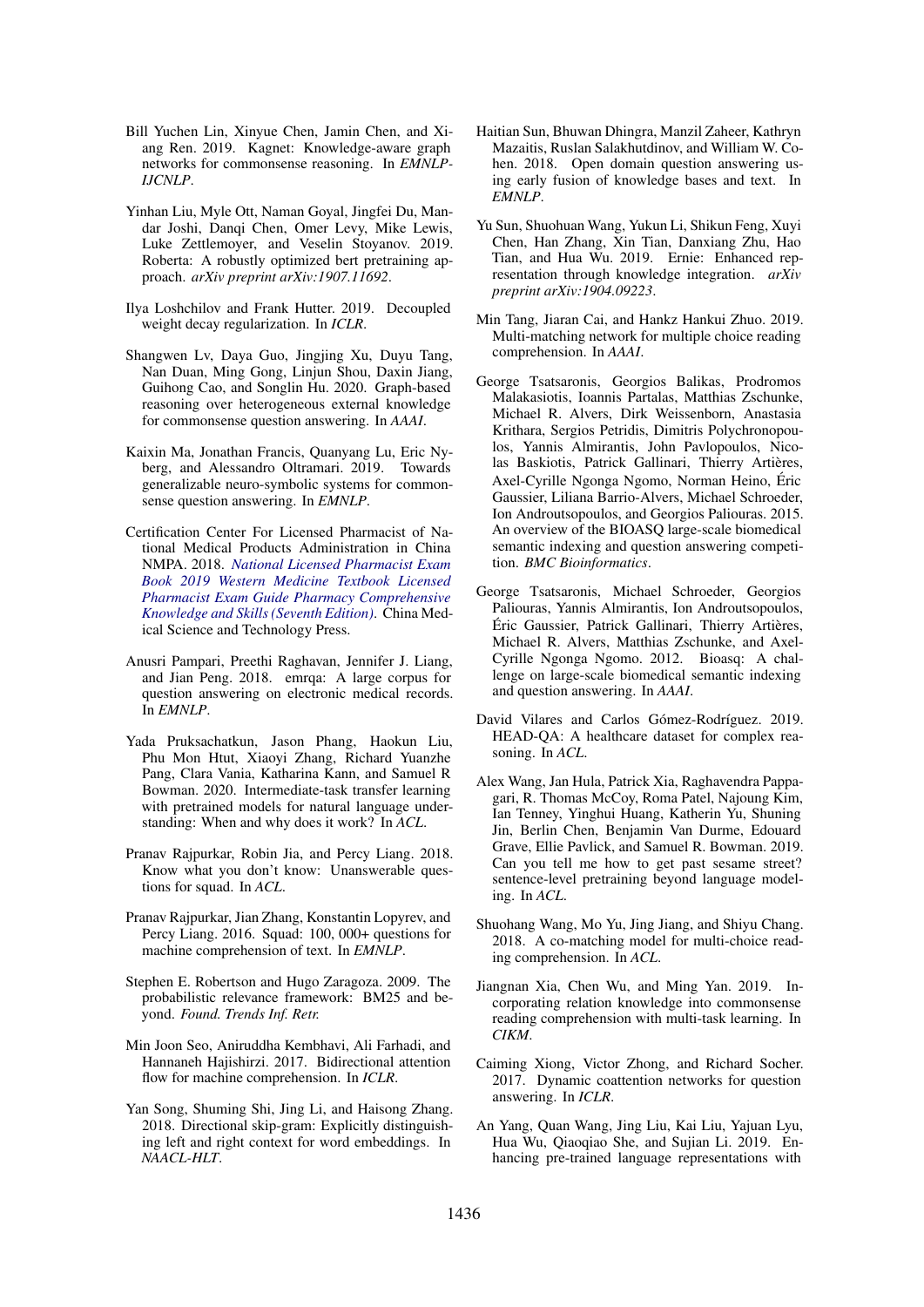Bill Yuchen Lin, Xinyue Chen, Jamin Chen, and Xiang Ren. 2019. Kagnet: Knowledge-aware graph networks for commonsense reasoning. In *EMNLP-IJCNLP*.

Yinhan Liu, Myle Ott, Naman Goyal, Jingfei Du, Mandar Joshi, Danqi Chen, Omer Levy, Mike Lewis, Luke Zettlemoyer, and Veselin Stoyanov. 2019. Roberta: A robustly optimized bert pretraining approach. *arXiv preprint arXiv:1907.11692*.

Ilya Loshchilov and Frank Hutter. 2019. Decoupled weight decay regularization. In *ICLR*.

Shangwen Lv, Daya Guo, Jingjing Xu, Duyu Tang, Nan Duan, Ming Gong, Linjun Shou, Daxin Jiang, Guihong Cao, and Songlin Hu. 2020. Graph-based reasoning over heterogeneous external knowledge for commonsense question answering. In *AAAI*.

Kaixin Ma, Jonathan Francis, Quanyang Lu, Eric Nyberg, and Alessandro Oltramari. 2019. Towards generalizable neuro-symbolic systems for commonsense question answering. In *EMNLP*.

Certification Center For Licensed Pharmacist of National Medical Products Administration in China NMPA. 2018. *National Licensed Pharmacist Exam Book 2019 Western Medicine Textbook Licensed Pharmacist Exam Guide Pharmacy Comprehensive Knowledge and Skills (Seventh Edition)*. China Medical Science and Technology Press.

Anusri Pampari, Preethi Raghavan, Jennifer J. Liang, and Jian Peng. 2018. emrqa: A large corpus for question answering on electronic medical records. In *EMNLP*.

Yada Pruksachatkun, Jason Phang, Haokun Liu, Phu Mon Htut, Xiaoyi Zhang, Richard Yuanzhe Pang, Clara Vania, Katharina Kann, and Samuel R Bowman. 2020. Intermediate-task transfer learning with pretrained models for natural language understanding: When and why does it work? In *ACL*.

Pranav Rajpurkar, Robin Jia, and Percy Liang. 2018. Know what you don't know: Unanswerable questions for squad. In *ACL*.

Pranav Rajpurkar, Jian Zhang, Konstantin Lopyrev, and Percy Liang. 2016. Squad: 100, 000+ questions for machine comprehension of text. In *EMNLP*.

Stephen E. Robertson and Hugo Zaragoza. 2009. The probabilistic relevance framework: BM25 and beyond. *Found. Trends Inf. Retr.*

Min Joon Seo, Aniruddha Kembhavi, Ali Farhadi, and Hannaneh Hajishirzi. 2017. Bidirectional attention flow for machine comprehension. In *ICLR*.

Yan Song, Shuming Shi, Jing Li, and Haisong Zhang. 2018. Directional skip-gram: Explicitly distinguishing left and right context for word embeddings. In *NAACL-HLT*.

Haitian Sun, Bhuwan Dhingra, Manzil Zaheer, Kathryn Mazaitis, Ruslan Salakhutdinov, and William W. Cohen. 2018. Open domain question answering using early fusion of knowledge bases and text. In *EMNLP*.

Yu Sun, Shuohuan Wang, Yukun Li, Shikun Feng, Xuyi Chen, Han Zhang, Xin Tian, Danxiang Zhu, Hao Tian, and Hua Wu. 2019. Ernie: Enhanced representation through knowledge integration. *arXiv preprint arXiv:1904.09223*.

Min Tang, Jiaran Cai, and Hankz Hankui Zhuo. 2019. Multi-matching network for multiple choice reading comprehension. In *AAAI*.

George Tsatsaronis, Georgios Balikas, Prodromos Malakasiotis, Ioannis Partalas, Matthias Zschunke, Michael R. Alvers, Dirk Weissenborn, Anastasia Krithara, Sergios Petridis, Dimitris Polychronopoulos, Yannis Almirantis, John Pavlopoulos, Nicolas Baskiotis, Patrick Gallinari, Thierry Artières, Axel-Cyrille Ngonga Ngomo, Norman Heino, Éric Gaussier, Liliana Barrio-Alvers, Michael Schroeder, Ion Androutsopoulos, and Georgios Paliouras. 2015. An overview of the BIOASQ large-scale biomedical semantic indexing and question answering competition. *BMC Bioinformatics*.

George Tsatsaronis, Michael Schroeder, Georgios Paliouras, Yannis Almirantis, Ion Androutsopoulos, Éric Gaussier, Patrick Gallinari, Thierry Artières, Michael R. Alvers, Matthias Zschunke, and Axel-Cyrille Ngonga Ngomo. 2012. Bioasq: A challenge on large-scale biomedical semantic indexing and question answering. In *AAAI*.

David Vilares and Carlos Gómez-Rodríguez. 2019. HEAD-QA: A healthcare dataset for complex reasoning. In *ACL*.

Alex Wang, Jan Hula, Patrick Xia, Raghavendra Pappagari, R. Thomas McCoy, Roma Patel, Najoung Kim, Ian Tenney, Yinghui Huang, Katherin Yu, Shuning Jin, Berlin Chen, Benjamin Van Durme, Edouard Grave, Ellie Pavlick, and Samuel R. Bowman. 2019. Can you tell me how to get past sesame street? sentence-level pretraining beyond language modeling. In *ACL*.

Shuohang Wang, Mo Yu, Jing Jiang, and Shiyu Chang. 2018. A co-matching model for multi-choice reading comprehension. In *ACL*.

Jiangnan Xia, Chen Wu, and Ming Yan. 2019. Incorporating relation knowledge into commonsense reading comprehension with multi-task learning. In *CIKM*.

Caiming Xiong, Victor Zhong, and Richard Socher. 2017. Dynamic coattention networks for question answering. In *ICLR*.

An Yang, Quan Wang, Jing Liu, Kai Liu, Yajuan Lyu, Hua Wu, Qiaoqiao She, and Sujian Li. 2019. Enhancing pre-trained language representations with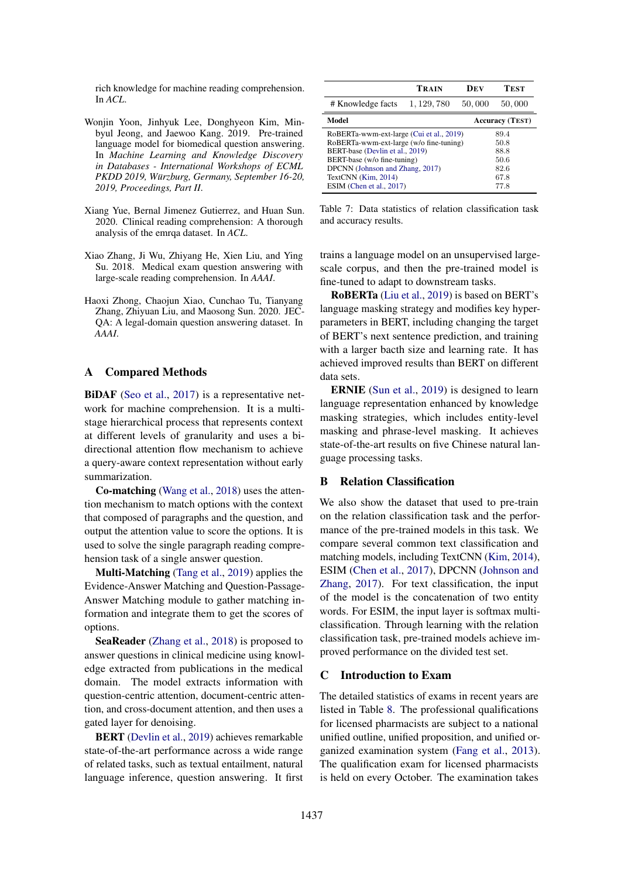rich knowledge for machine reading comprehension. In *ACL*.

Wonjin Yoon, Jinhyuk Lee, Donghyeon Kim, Minbyul Jeong, and Jaewoo Kang. 2019. Pre-trained language model for biomedical question answering. In *Machine Learning and Knowledge Discovery in Databases - International Workshops of ECML PKDD 2019, Würzburg, Germany, September 16-20, 2019, Proceedings, Part II*.

Xiang Yue, Bernal Jimenez Gutierrez, and Huan Sun. 2020. Clinical reading comprehension: A thorough analysis of the emrqa dataset. In *ACL*.

Xiao Zhang, Ji Wu, Zhiyang He, Xien Liu, and Ying Su. 2018. Medical exam question answering with large-scale reading comprehension. In *AAAI*.

Haoxi Zhong, Chaojun Xiao, Cunchao Tu, Tianyang Zhang, Zhiyuan Liu, and Maosong Sun. 2020. JEC-QA: A legal-domain question answering dataset. In *AAAI*.

## A Compared Methods

**BiDAF** (Seo et al., 2017) is a representative network for machine comprehension. It is a multi-stage hierarchical process that represents context at different levels of granularity and uses a bi-directional attention flow mechanism to achieve a query-aware context representation without early summarization.

**Co-matching** (Wang et al., 2018) uses the attention mechanism to match options with the context that composed of paragraphs and the question, and output the attention value to score the options. It is used to solve the single paragraph reading comprehension task of a single answer question.

**Multi-Matching** (Tang et al., 2019) applies the Evidence-Answer Matching and Question-Passage-Answer Matching module to gather matching information and integrate them to get the scores of options.

**SeaReader** (Zhang et al., 2018) is proposed to answer questions in clinical medicine using knowledge extracted from publications in the medical domain. The model extracts information with question-centric attention, document-centric attention, and cross-document attention, and then uses a gated layer for denoising.

**BERT** (Devlin et al., 2019) achieves remarkable state-of-the-art performance across a wide range of related tasks, such as textual entailment, natural language inference, question answering. It first trains a language model on an unsupervised large-scale corpus, and then the pre-trained model is fine-tuned to adapt to downstream tasks.

**RoBERTa** (Liu et al., 2019) is based on BERT's language masking strategy and modifies key hyperparameters in BERT, including changing the target of BERT's next sentence prediction, and training with a larger bacth size and learning rate. It has achieved improved results than BERT on different data sets.

**ERNIE** (Sun et al., 2019) is designed to learn language representation enhanced by knowledge masking strategies, which includes entity-level masking and phrase-level masking. It achieves state-of-the-art results on five Chinese natural language processing tasks.

|  | TRAIN | DEV | TEST |
|---|---|---|---|
| # Knowledge facts | 1,129,780 | 50,000 | 50,000 |

| Model | Accuracy (TEST) |
|---|---|
| RoBERTa-wwm-ext-large (Cui et al., 2019) | 89.4 |
| RoBERTa-wwm-ext-large (w/o fine-tuning) | 50.8 |
| BERT-base (Devlin et al., 2019) | 88.8 |
| BERT-base (w/o fine-tuning) | 50.6 |
| DPCNN (Johnson and Zhang, 2017) | 82.6 |
| TextCNN (Kim, 2014) | 67.8 |
| ESIM (Chen et al., 2017) | 77.8 |

Table 7: Data statistics of relation classification task and accuracy results.

## B Relation Classification

We also show the dataset that used to pre-train on the relation classification task and the performance of the pre-trained models in this task. We compare several common text classification and matching models, including TextCNN (Kim, 2014), ESIM (Chen et al., 2017), DPCNN (Johnson and Zhang, 2017). For text classification, the input of the model is the concatenation of two entity words. For ESIM, the input layer is softmax multi-classification. Through learning with the relation classification task, pre-trained models achieve improved performance on the divided test set.

## C Introduction to Exam

The detailed statistics of exams in recent years are listed in Table 8. The professional qualifications for licensed pharmacists are subject to a national unified outline, unified proposition, and unified organized examination system (Fang et al., 2013). The qualification exam for licensed pharmacists is held on every October. The examination takes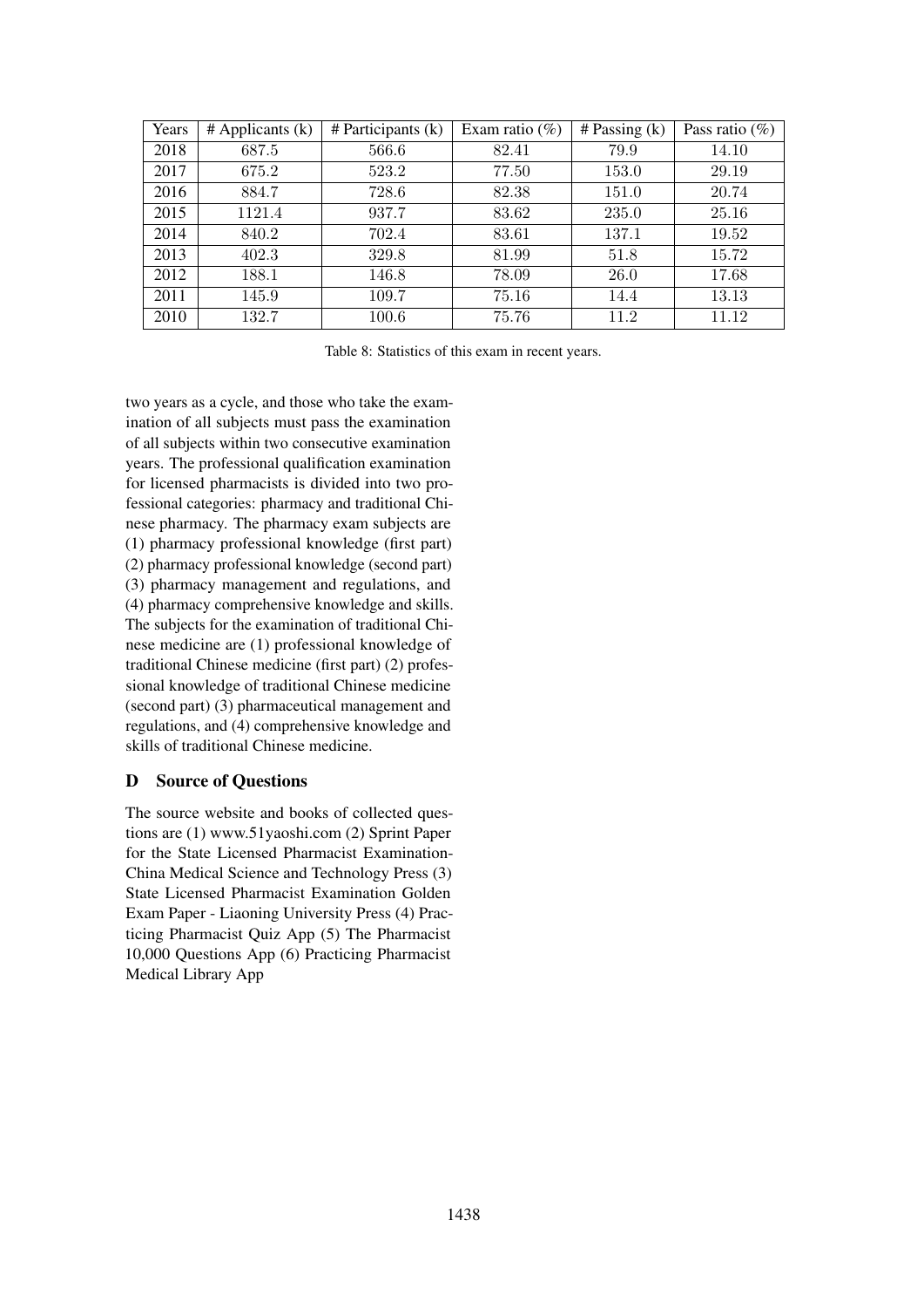| Years | # Applicants (k) | # Participants (k) | Exam ratio (%) | # Passing (k) | Pass ratio (%) |
|---|---|---|---|---|---|
| 2018 | 687.5 | 566.6 | 82.41 | 79.9 | 14.10 |
| 2017 | 675.2 | 523.2 | 77.50 | 153.0 | 29.19 |
| 2016 | 884.7 | 728.6 | 82.38 | 151.0 | 20.74 |
| 2015 | 1121.4 | 937.7 | 83.62 | 235.0 | 25.16 |
| 2014 | 840.2 | 702.4 | 83.61 | 137.1 | 19.52 |
| 2013 | 402.3 | 329.8 | 81.99 | 51.8 | 15.72 |
| 2012 | 188.1 | 146.8 | 78.09 | 26.0 | 17.68 |
| 2011 | 145.9 | 109.7 | 75.16 | 14.4 | 13.13 |
| 2010 | 132.7 | 100.6 | 75.76 | 11.2 | 11.12 |

Table 8: Statistics of this exam in recent years.

two years as a cycle, and those who take the examination of all subjects must pass the examination of all subjects within two consecutive examination years. The professional qualification examination for licensed pharmacists is divided into two professional categories: pharmacy and traditional Chinese pharmacy. The pharmacy exam subjects are (1) pharmacy professional knowledge (first part) (2) pharmacy professional knowledge (second part) (3) pharmacy management and regulations, and (4) pharmacy comprehensive knowledge and skills. The subjects for the examination of traditional Chinese medicine are (1) professional knowledge of traditional Chinese medicine (first part) (2) professional knowledge of traditional Chinese medicine (second part) (3) pharmaceutical management and regulations, and (4) comprehensive knowledge and skills of traditional Chinese medicine.

## D Source of Questions

The source website and books of collected questions are (1) www.51yaoshi.com (2) Sprint Paper for the State Licensed Pharmacist Examination-China Medical Science and Technology Press (3) State Licensed Pharmacist Examination Golden Exam Paper - Liaoning University Press (4) Practicing Pharmacist Quiz App (5) The Pharmacist 10,000 Questions App (6) Practicing Pharmacist Medical Library App